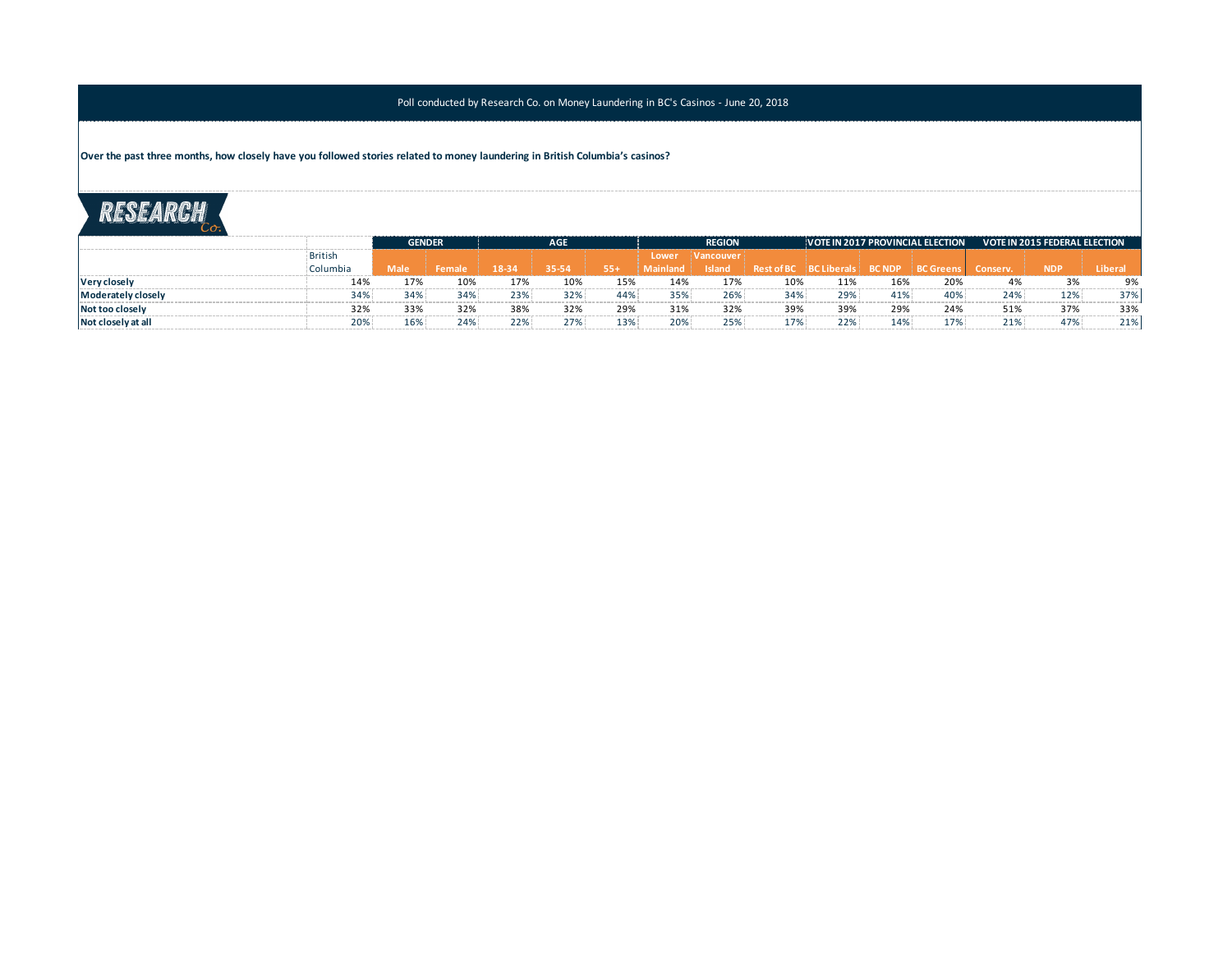Poll conducted by Research Co. on Money Laundering in BC's Casinos - June 20, 2018

**Over the past three months, how closely have you followed stories related to money laundering in British Columbia's casinos?**

| | British Columbia | GENDER | | AGE | | | REGION | | | VOTE IN 2017 PROVINCIAL ELECTION | | | VOTE IN 2015 FEDERAL ELECTION | | |
|---|---|---|---|---|---|---|---|---|---|---|---|---|---|---|---|
| | | Male | Female | 18-34 | 35-54 | 55+ | Lower Mainland | Vancouver Island | Rest of BC | BC Liberals | BC NDP | BC Greens | Conserv. | NDP | Liberal |
| **Very closely** | 14% | 17% | 10% | 17% | 10% | 15% | 14% | 17% | 10% | 11% | 16% | 20% | 4% | 3% | 9% |
| **Moderately closely** | 34% | 34% | 34% | 23% | 32% | 44% | 35% | 26% | 34% | 29% | 41% | 40% | 24% | 12% | 37% |
| **Not too closely** | 32% | 33% | 32% | 38% | 32% | 29% | 31% | 32% | 39% | 39% | 29% | 24% | 51% | 37% | 33% |
| **Not closely at all** | 20% | 16% | 24% | 22% | 27% | 13% | 20% | 25% | 17% | 22% | 14% | 17% | 21% | 47% | 21% |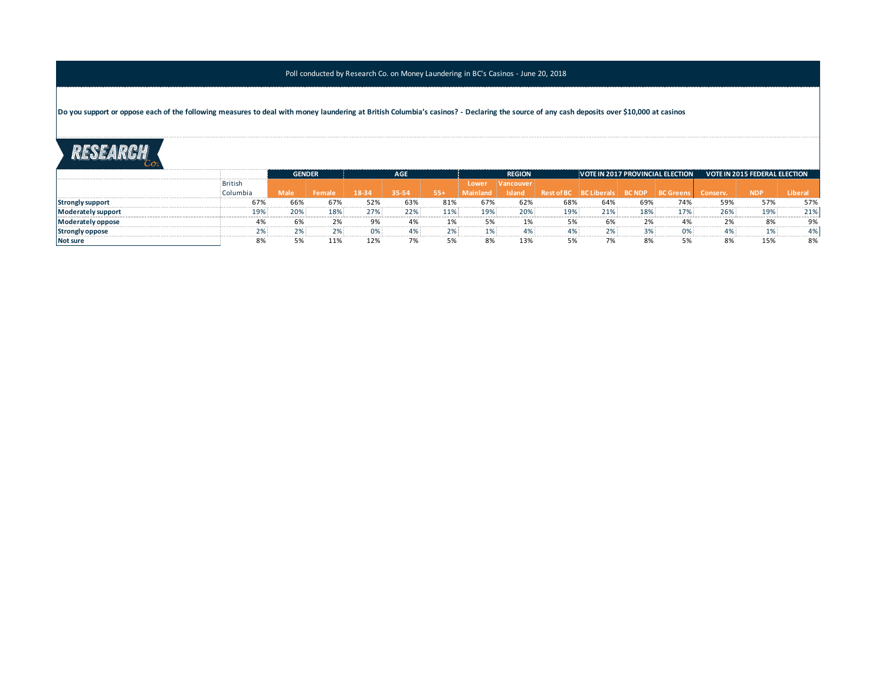Poll conducted by Research Co. on Money Laundering in BC's Casinos - June 20, 2018

**Do you support or oppose each of the following measures to deal with money laundering at British Columbia's casinos? - Declaring the source of any cash deposits over $10,000 at casinos**

| | British Columbia | GENDER | | AGE | | | REGION | | | VOTE IN 2017 PROVINCIAL ELECTION | | | VOTE IN 2015 FEDERAL ELECTION | | |
|---|---|---|---|---|---|---|---|---|---|---|---|---|---|---|---|
| | | Male | Female | 18-34 | 35-54 | 55+ | Lower Mainland | Vancouver Island | Rest of BC | BC Liberals | BC NDP | BC Greens | Conserv. | NDP | Liberal |
| **Strongly support** | 67% | 66% | 67% | 52% | 63% | 81% | 67% | 62% | 68% | 64% | 69% | 74% | 59% | 57% | 57% |
| **Moderately support** | 19% | 20% | 18% | 27% | 22% | 11% | 19% | 20% | 19% | 21% | 18% | 17% | 26% | 19% | 21% |
| **Moderately oppose** | 4% | 6% | 2% | 9% | 4% | 1% | 5% | 1% | 5% | 6% | 2% | 4% | 2% | 8% | 9% |
| **Strongly oppose** | 2% | 2% | 2% | 0% | 4% | 2% | 1% | 4% | 4% | 2% | 3% | 0% | 4% | 1% | 4% |
| **Not sure** | 8% | 5% | 11% | 12% | 7% | 5% | 8% | 13% | 5% | 7% | 8% | 5% | 8% | 15% | 8% |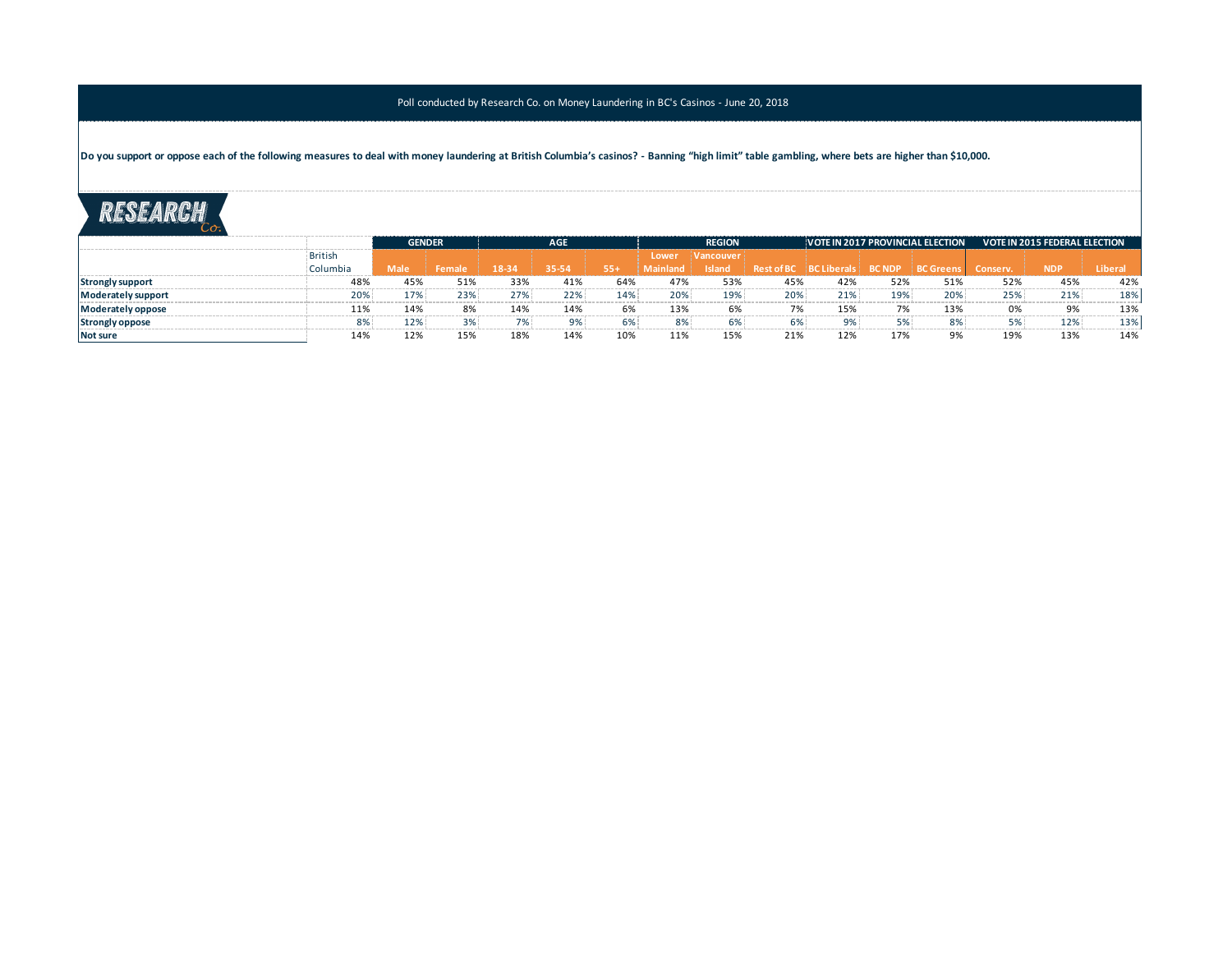Poll conducted by Research Co. on Money Laundering in BC's Casinos - June 20, 2018

**Do you support or oppose each of the following measures to deal with money laundering at British Columbia's casinos? - Banning "high limit" table gambling, where bets are higher than $10,000.**

RESEARCH Co.

| | British Columbia | GENDER | | AGE | | | REGION | | | VOTE IN 2017 PROVINCIAL ELECTION | | | VOTE IN 2015 FEDERAL ELECTION | | |
|---|---|---|---|---|---|---|---|---|---|---|---|---|---|---|---|
| | | Male | Female | 18-34 | 35-54 | 55+ | Lower Mainland | Vancouver Island | Rest of BC | BC Liberals | BC NDP | BC Greens | Conserv. | NDP | Liberal |
| **Strongly support** | 48% | 45% | 51% | 33% | 41% | 64% | 47% | 53% | 45% | 42% | 52% | 51% | 52% | 45% | 42% |
| **Moderately support** | 20% | 17% | 23% | 27% | 22% | 14% | 20% | 19% | 20% | 21% | 19% | 20% | 25% | 21% | 18% |
| **Moderately oppose** | 11% | 14% | 8% | 14% | 14% | 6% | 13% | 6% | 7% | 15% | 7% | 13% | 0% | 9% | 13% |
| **Strongly oppose** | 8% | 12% | 3% | 7% | 9% | 6% | 8% | 6% | 6% | 9% | 5% | 8% | 5% | 12% | 13% |
| **Not sure** | 14% | 12% | 15% | 18% | 14% | 10% | 11% | 15% | 21% | 12% | 17% | 9% | 19% | 13% | 14% |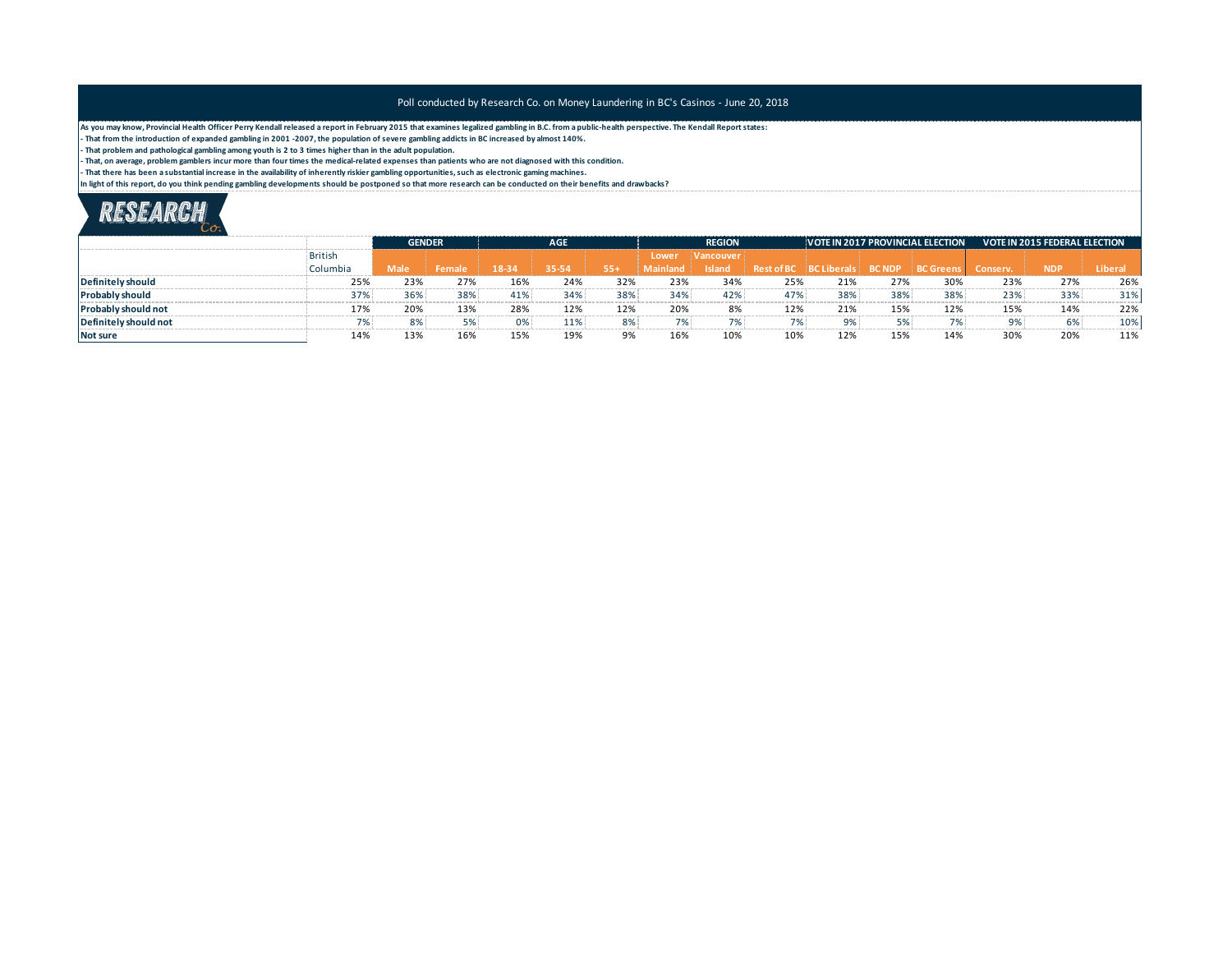Poll conducted by Research Co. on Money Laundering in BC's Casinos - June 20, 2018

**As you may know, Provincial Health Officer Perry Kendall released a report in February 2015 that examines legalized gambling in B.C. from a public-health perspective. The Kendall Report states:**
**- That from the introduction of expanded gambling in 2001 -2007, the population of severe gambling addicts in BC increased by almost 140%.**
**- That problem and pathological gambling among youth is 2 to 3 times higher than in the adult population.**
**- That, on average, problem gamblers incur more than four times the medical-related expenses than patients who are not diagnosed with this condition.**
**- That there has been a substantial increase in the availability of inherently riskier gambling opportunities, such as electronic gaming machines.**
**In light of this report, do you think pending gambling developments should be postponed so that more research can be conducted on their benefits and drawbacks?**

RESEARCH Co.

| | | GENDER | | AGE | | | REGION | | | VOTE IN 2017 PROVINCIAL ELECTION | | | VOTE IN 2015 FEDERAL ELECTION | | |
|---|---|---|---|---|---|---|---|---|---|---|---|---|---|---|---|
| | British Columbia | Male | Female | 18-34 | 35-54 | 55+ | Lower Mainland | Vancouver Island | Rest of BC | BC Liberals | BC NDP | BC Greens | Conserv. | NDP | Liberal |
| **Definitely should** | 25% | 23% | 27% | 16% | 24% | 32% | 23% | 34% | 25% | 21% | 27% | 30% | 23% | 27% | 26% |
| **Probably should** | 37% | 36% | 38% | 41% | 34% | 38% | 34% | 42% | 47% | 38% | 38% | 38% | 23% | 33% | 31% |
| **Probably should not** | 17% | 20% | 13% | 28% | 12% | 12% | 20% | 8% | 12% | 21% | 15% | 12% | 15% | 14% | 22% |
| **Definitely should not** | 7% | 8% | 5% | 0% | 11% | 8% | 7% | 7% | 7% | 9% | 5% | 7% | 9% | 6% | 10% |
| **Not sure** | 14% | 13% | 16% | 15% | 19% | 9% | 16% | 10% | 10% | 12% | 15% | 14% | 30% | 20% | 11% |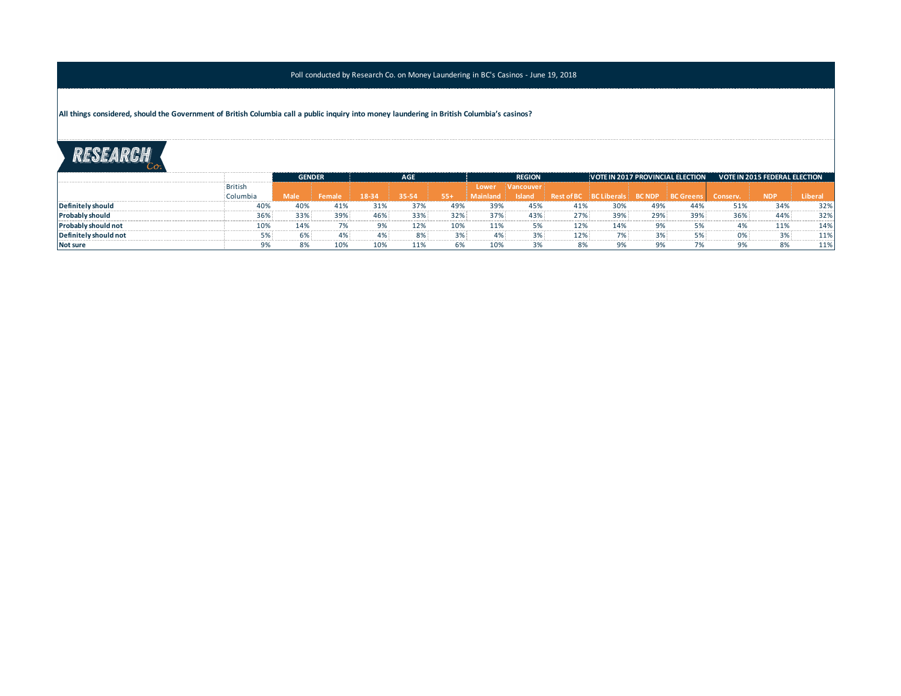Poll conducted by Research Co. on Money Laundering in BC's Casinos - June 19, 2018

**All things considered, should the Government of British Columbia call a public inquiry into money laundering in British Columbia's casinos?**

| | | GENDER | | AGE | | | REGION | | | VOTE IN 2017 PROVINCIAL ELECTION | | | VOTE IN 2015 FEDERAL ELECTION | | |
|---|---|---|---|---|---|---|---|---|---|---|---|---|---|---|---|
| | British Columbia | Male | Female | 18-34 | 35-54 | 55+ | Lower Mainland | Vancouver Island | Rest of BC | BC Liberals | BC NDP | BC Greens | Conserv. | NDP | Liberal |
| **Definitely should** | 40% | 40% | 41% | 31% | 37% | 49% | 39% | 45% | 41% | 30% | 49% | 44% | 51% | 34% | 32% |
| **Probably should** | 36% | 33% | 39% | 46% | 33% | 32% | 37% | 43% | 27% | 39% | 29% | 39% | 36% | 44% | 32% |
| **Probably should not** | 10% | 14% | 7% | 9% | 12% | 10% | 11% | 5% | 12% | 14% | 9% | 5% | 4% | 11% | 14% |
| **Definitely should not** | 5% | 6% | 4% | 4% | 8% | 3% | 4% | 3% | 12% | 7% | 3% | 5% | 0% | 3% | 11% |
| **Not sure** | 9% | 8% | 10% | 10% | 11% | 6% | 10% | 3% | 8% | 9% | 9% | 7% | 9% | 8% | 11% |